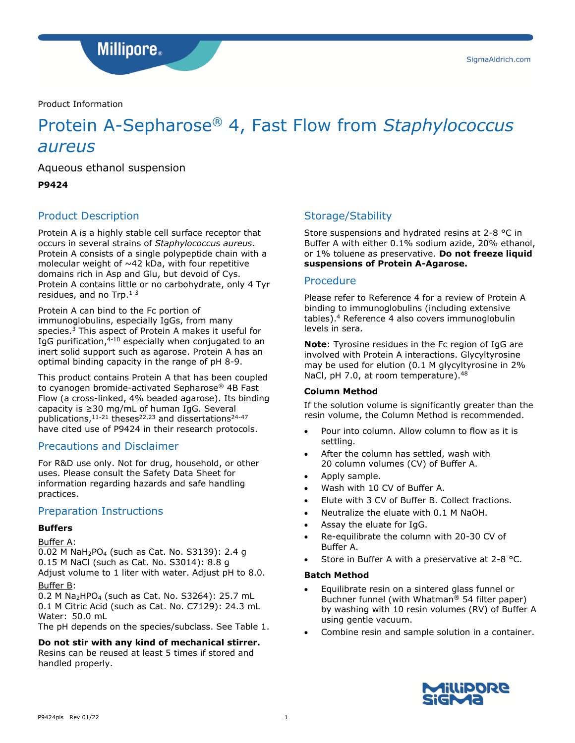Product Information

# Protein A-Sepharose® 4, Fast Flow from *Staphylococcus aureus*

Aqueous ethanol suspension

**P9424**

## Product Description

Protein A is a highly stable cell surface receptor that occurs in several strains of *Staphylococcus aureus*. Protein A consists of a single polypeptide chain with a molecular weight of ~42 kDa, with four repetitive domains rich in Asp and Glu, but devoid of Cys. Protein A contains little or no carbohydrate, only 4 Tyr residues, and no Trp.[1-3]

Protein A can bind to the Fc portion of immunoglobulins, especially IgGs, from many species.[3] This aspect of Protein A makes it useful for IgG purification,[4-10] especially when conjugated to an inert solid support such as agarose. Protein A has an optimal binding capacity in the range of pH 8-9.

This product contains Protein A that has been coupled to cyanogen bromide-activated Sepharose® 4B Fast Flow (a cross-linked, 4% beaded agarose). Its binding capacity is ≥30 mg/mL of human IgG. Several publications,[11-21] theses[22,23] and dissertations[24-47] have cited use of P9424 in their research protocols.

## Precautions and Disclaimer

For R&D use only. Not for drug, household, or other uses. Please consult the Safety Data Sheet for information regarding hazards and safe handling practices.

## Preparation Instructions

### Buffers

Buffer A:
0.02 M $NaH_2PO_4$ (such as Cat. No. S3139): 2.4 g
0.15 M NaCl (such as Cat. No. S3014): 8.8 g
Adjust volume to 1 liter with water. Adjust pH to 8.0.

Buffer B:
0.2 M $Na_2HPO_4$ (such as Cat. No. S3264): 25.7 mL
0.1 M Citric Acid (such as Cat. No. C7129): 24.3 mL
Water: 50.0 mL
The pH depends on the species/subclass. See Table 1.

**Do not stir with any kind of mechanical stirrer.** Resins can be reused at least 5 times if stored and handled properly.

## Storage/Stability

Store suspensions and hydrated resins at 2-8 °C in Buffer A with either 0.1% sodium azide, 20% ethanol, or 1% toluene as preservative. **Do not freeze liquid suspensions of Protein A-Agarose.**

## Procedure

Please refer to Reference 4 for a review of Protein A binding to immunoglobulins (including extensive tables).[4] Reference 4 also covers immunoglobulin levels in sera.

**Note**: Tyrosine residues in the Fc region of IgG are involved with Protein A interactions. Glycyltyrosine may be used for elution (0.1 M glycyltyrosine in 2% NaCl, pH 7.0, at room temperature).[48]

### Column Method

If the solution volume is significantly greater than the resin volume, the Column Method is recommended.

- Pour into column. Allow column to flow as it is settling.
- After the column has settled, wash with 20 column volumes (CV) of Buffer A.
- Apply sample.
- Wash with 10 CV of Buffer A.
- Elute with 3 CV of Buffer B. Collect fractions.
- Neutralize the eluate with 0.1 M NaOH.
- Assay the eluate for IgG.
- Re-equilibrate the column with 20-30 CV of Buffer A.
- Store in Buffer A with a preservative at 2-8 °C.

### Batch Method

- Equilibrate resin on a sintered glass funnel or Buchner funnel (with Whatman® 54 filter paper) by washing with 10 resin volumes (RV) of Buffer A using gentle vacuum.
- Combine resin and sample solution in a container.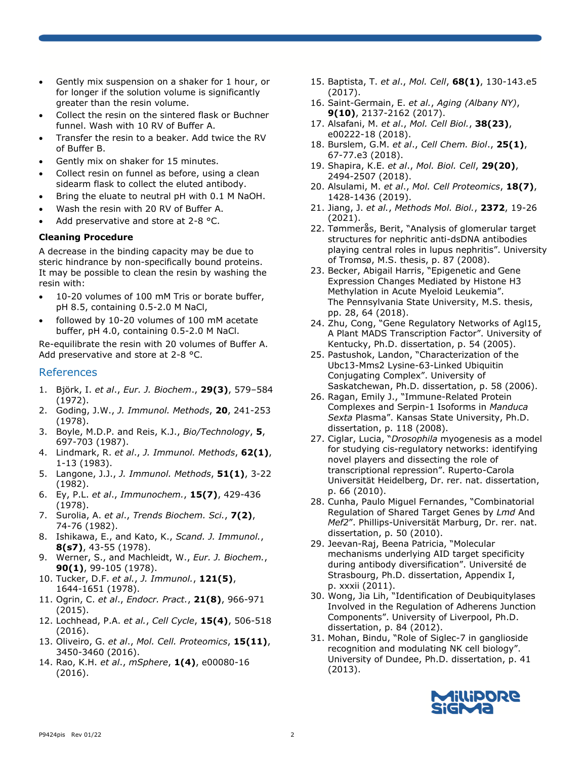- Gently mix suspension on a shaker for 1 hour, or for longer if the solution volume is significantly greater than the resin volume.
- Collect the resin on the sintered flask or Buchner funnel. Wash with 10 RV of Buffer A.
- Transfer the resin to a beaker. Add twice the RV of Buffer B.
- Gently mix on shaker for 15 minutes.
- Collect resin on funnel as before, using a clean sidearm flask to collect the eluted antibody.
- Bring the eluate to neutral pH with 0.1 M NaOH.
- Wash the resin with 20 RV of Buffer A.
- Add preservative and store at 2-8 °C.

**Cleaning Procedure**

A decrease in the binding capacity may be due to steric hindrance by non-specifically bound proteins. It may be possible to clean the resin by washing the resin with:

- 10-20 volumes of 100 mM Tris or borate buffer, pH 8.5, containing 0.5-2.0 M NaCl,
- followed by 10-20 volumes of 100 mM acetate buffer, pH 4.0, containing 0.5-2.0 M NaCl.

Re-equilibrate the resin with 20 volumes of Buffer A. Add preservative and store at 2-8 °C.

## References

1. Björk, I. *et al*., *Eur. J. Biochem*., **29(3)**, 579–584 (1972).
2. Goding, J.W., *J. Immunol. Methods*, **20**, 241-253 (1978).
3. Boyle, M.D.P. and Reis, K.J., *Bio/Technology*, **5**, 697-703 (1987).
4. Lindmark, R. *et al*., *J. Immunol. Methods*, **62(1)**, 1-13 (1983).
5. Langone, J.J., *J. Immunol. Methods*, **51(1)**, 3-22 (1982).
6. Ey, P.L. *et al*., *Immunochem.*, **15(7)**, 429-436 (1978).
7. Surolia, A. *et al*., *Trends Biochem. Sci.*, **7(2)**, 74-76 (1982).
8. Ishikawa, E., and Kato, K., *Scand. J. Immunol.*, **8(s7)**, 43-55 (1978).
9. Werner, S., and Machleidt, W., *Eur. J. Biochem.*, **90(1)**, 99-105 (1978).
10. Tucker, D.F. *et al*., *J. Immunol.*, **121(5)**, 1644-1651 (1978).
11. Ogrin, C. *et al*., *Endocr. Pract.*, **21(8)**, 966-971 (2015).
12. Lochhead, P.A. *et al*., *Cell Cycle*, **15(4)**, 506-518 (2016).
13. Oliveiro, G. *et al*., *Mol. Cell. Proteomics*, **15(11)**, 3450-3460 (2016).
14. Rao, K.H. *et al*., *mSphere*, **1(4)**, e00080-16 (2016).
15. Baptista, T. *et al*., *Mol. Cell*, **68(1)**, 130-143.e5 (2017).
16. Saint-Germain, E. *et al.*, *Aging (Albany NY)*, **9(10)**, 2137-2162 (2017).
17. Alsafani, M. *et al*., *Mol. Cell Biol.*, **38(23)**, e00222-18 (2018).
18. Burslem, G.M. *et al*., *Cell Chem. Biol*., **25(1)**, 67-77.e3 (2018).
19. Shapira, K.E. *et al*., *Mol. Biol. Cell*, **29(20)**, 2494-2507 (2018).
20. Alsulami, M. *et al*., *Mol. Cell Proteomics*, **18(7)**, 1428-1436 (2019).
21. Jiang, J. *et al*., *Methods Mol. Biol.*, **2372**, 19-26 (2021).
22. Tømmerås, Berit, "Analysis of glomerular target structures for nephritic anti-dsDNA antibodies playing central roles in lupus nephritis". University of Tromsø, M.S. thesis, p. 87 (2008).
23. Becker, Abigail Harris, "Epigenetic and Gene Expression Changes Mediated by Histone H3 Methylation in Acute Myeloid Leukemia". The Pennsylvania State University, M.S. thesis, pp. 28, 64 (2018).
24. Zhu, Cong, "Gene Regulatory Networks of Agl15, A Plant MADS Transcription Factor". University of Kentucky, Ph.D. dissertation, p. 54 (2005).
25. Pastushok, Landon, "Characterization of the Ubc13-Mms2 Lysine-63-Linked Ubiquitin Conjugating Complex". University of Saskatchewan, Ph.D. dissertation, p. 58 (2006).
26. Ragan, Emily J., "Immune-Related Protein Complexes and Serpin-1 Isoforms in *Manduca Sexta* Plasma". Kansas State University, Ph.D. dissertation, p. 118 (2008).
27. Ciglar, Lucia, "*Drosophila* myogenesis as a model for studying cis-regulatory networks: identifying novel players and dissecting the role of transcriptional repression". Ruperto-Carola Universität Heidelberg, Dr. rer. nat. dissertation, p. 66 (2010).
28. Cunha, Paulo Miguel Fernandes, "Combinatorial Regulation of Shared Target Genes by *Lmd* And *Mef2*". Phillips-Universität Marburg, Dr. rer. nat. dissertation, p. 50 (2010).
29. Jeevan-Raj, Beena Patricia, "Molecular mechanisms underlying AID target specificity during antibody diversification". Université de Strasbourg, Ph.D. dissertation, Appendix I, p. xxxii (2011).
30. Wong, Jia Lih, "Identification of Deubiquitylases Involved in the Regulation of Adherens Junction Components". University of Liverpool, Ph.D. dissertation, p. 84 (2012).
31. Mohan, Bindu, "Role of Siglec-7 in ganglioside recognition and modulating NK cell biology". University of Dundee, Ph.D. dissertation, p. 41 (2013).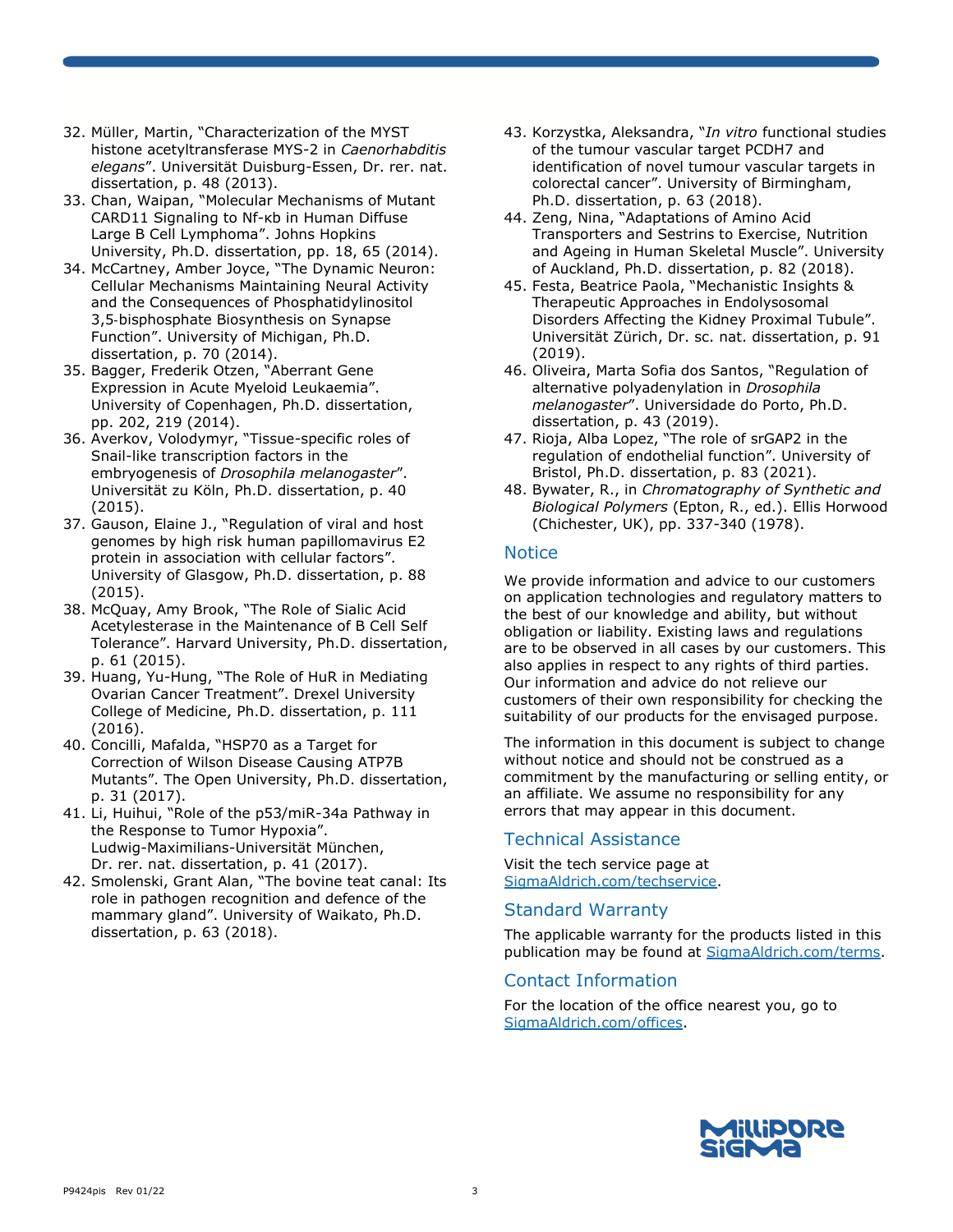32. Müller, Martin, "Characterization of the MYST histone acetyltransferase MYS-2 in *Caenorhabditis elegans*". Universität Duisburg-Essen, Dr. rer. nat. dissertation, p. 48 (2013).
33. Chan, Waipan, "Molecular Mechanisms of Mutant CARD11 Signaling to Nf-κb in Human Diffuse Large B Cell Lymphoma". Johns Hopkins University, Ph.D. dissertation, pp. 18, 65 (2014).
34. McCartney, Amber Joyce, "The Dynamic Neuron: Cellular Mechanisms Maintaining Neural Activity and the Consequences of Phosphatidylinositol 3,5-bisphosphate Biosynthesis on Synapse Function". University of Michigan, Ph.D. dissertation, p. 70 (2014).
35. Bagger, Frederik Otzen, "Aberrant Gene Expression in Acute Myeloid Leukaemia". University of Copenhagen, Ph.D. dissertation, pp. 202, 219 (2014).
36. Averkov, Volodymyr, "Tissue-specific roles of Snail-like transcription factors in the embryogenesis of *Drosophila melanogaster*". Universität zu Köln, Ph.D. dissertation, p. 40 (2015).
37. Gauson, Elaine J., "Regulation of viral and host genomes by high risk human papillomavirus E2 protein in association with cellular factors". University of Glasgow, Ph.D. dissertation, p. 88 (2015).
38. McQuay, Amy Brook, "The Role of Sialic Acid Acetylesterase in the Maintenance of B Cell Self Tolerance". Harvard University, Ph.D. dissertation, p. 61 (2015).
39. Huang, Yu-Hung, "The Role of HuR in Mediating Ovarian Cancer Treatment". Drexel University College of Medicine, Ph.D. dissertation, p. 111 (2016).
40. Concilli, Mafalda, "HSP70 as a Target for Correction of Wilson Disease Causing ATP7B Mutants". The Open University, Ph.D. dissertation, p. 31 (2017).
41. Li, Huihui, "Role of the p53/miR-34a Pathway in the Response to Tumor Hypoxia". Ludwig-Maximilians-Universität München, Dr. rer. nat. dissertation, p. 41 (2017).
42. Smolenski, Grant Alan, "The bovine teat canal: Its role in pathogen recognition and defence of the mammary gland". University of Waikato, Ph.D. dissertation, p. 63 (2018).
43. Korzystka, Aleksandra, "*In vitro* functional studies of the tumour vascular target PCDH7 and identification of novel tumour vascular targets in colorectal cancer". University of Birmingham, Ph.D. dissertation, p. 63 (2018).
44. Zeng, Nina, "Adaptations of Amino Acid Transporters and Sestrins to Exercise, Nutrition and Ageing in Human Skeletal Muscle". University of Auckland, Ph.D. dissertation, p. 82 (2018).
45. Festa, Beatrice Paola, "Mechanistic Insights & Therapeutic Approaches in Endolysosomal Disorders Affecting the Kidney Proximal Tubule". Universität Zürich, Dr. sc. nat. dissertation, p. 91 (2019).
46. Oliveira, Marta Sofia dos Santos, "Regulation of alternative polyadenylation in *Drosophila melanogaster*". Universidade do Porto, Ph.D. dissertation, p. 43 (2019).
47. Rioja, Alba Lopez, "The role of srGAP2 in the regulation of endothelial function". University of Bristol, Ph.D. dissertation, p. 83 (2021).
48. Bywater, R., in *Chromatography of Synthetic and Biological Polymers* (Epton, R., ed.). Ellis Horwood (Chichester, UK), pp. 337-340 (1978).

## Notice

We provide information and advice to our customers on application technologies and regulatory matters to the best of our knowledge and ability, but without obligation or liability. Existing laws and regulations are to be observed in all cases by our customers. This also applies in respect to any rights of third parties. Our information and advice do not relieve our customers of their own responsibility for checking the suitability of our products for the envisaged purpose.

The information in this document is subject to change without notice and should not be construed as a commitment by the manufacturing or selling entity, or an affiliate. We assume no responsibility for any errors that may appear in this document.

## Technical Assistance

Visit the tech service page at SigmaAldrich.com/techservice.

## Standard Warranty

The applicable warranty for the products listed in this publication may be found at SigmaAldrich.com/terms.

## Contact Information

For the location of the office nearest you, go to SigmaAldrich.com/offices.

MilliporeSigma

P9424pis Rev 01/22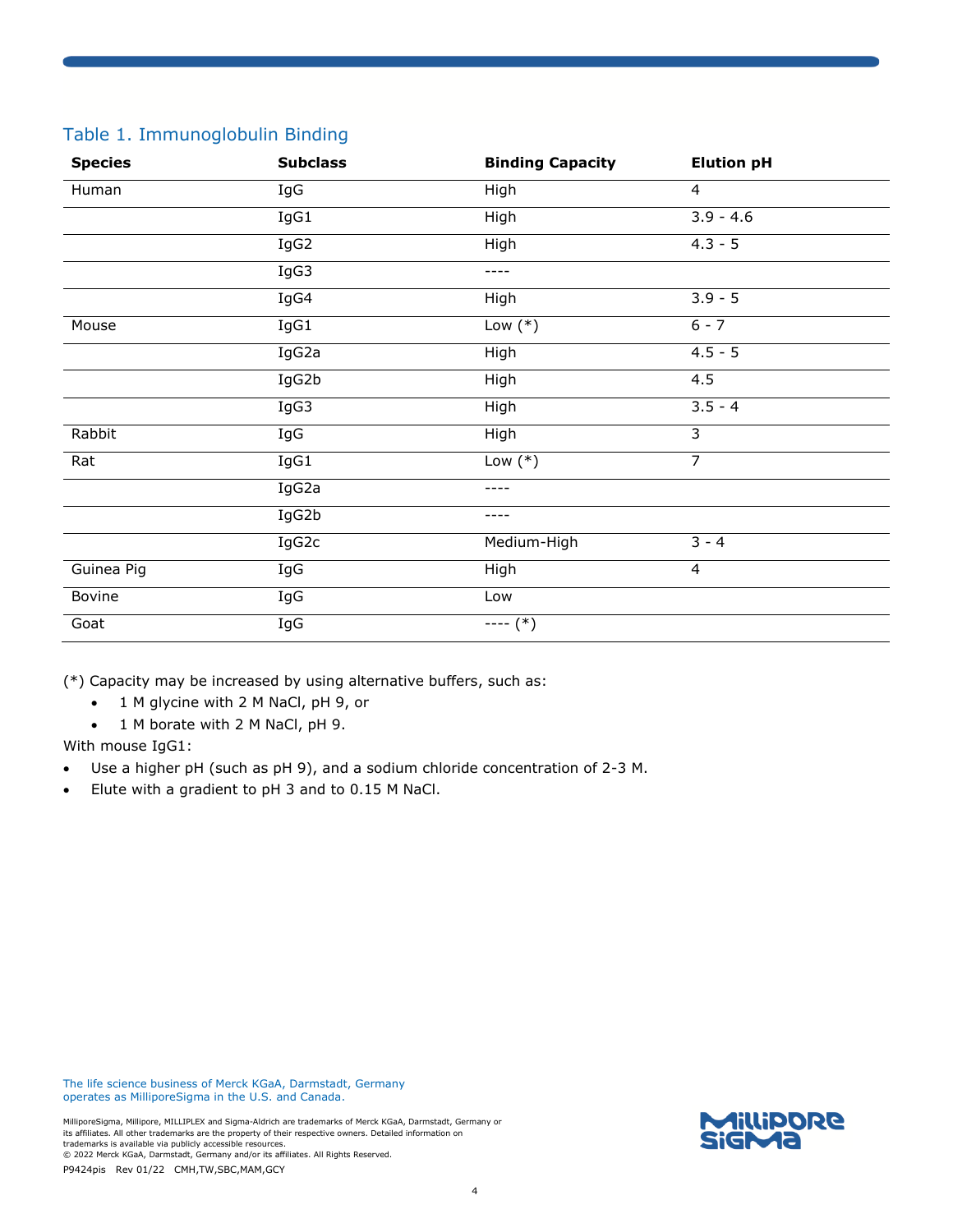## Table 1. Immunoglobulin Binding

| Species | Subclass | Binding Capacity | Elution pH |
|---|---|---|---|
| Human | IgG | High | 4 |
| | IgG1 | High | 3.9 - 4.6 |
| | IgG2 | High | 4.3 - 5 |
| | IgG3 | ---- | |
| | IgG4 | High | 3.9 - 5 |
| Mouse | IgG1 | Low (*) | 6 - 7 |
| | IgG2a | High | 4.5 - 5 |
| | IgG2b | High | 4.5 |
| | IgG3 | High | 3.5 - 4 |
| Rabbit | IgG | High | 3 |
| Rat | IgG1 | Low (*) | 7 |
| | IgG2a | ---- | |
| | IgG2b | ---- | |
| | IgG2c | Medium-High | 3 - 4 |
| Guinea Pig | IgG | High | 4 |
| Bovine | IgG | Low | |
| Goat | IgG | ---- (*) | |

(*) Capacity may be increased by using alternative buffers, such as:

- 1 M glycine with 2 M NaCl, pH 9, or
- 1 M borate with 2 M NaCl, pH 9.

With mouse IgG1:

- Use a higher pH (such as pH 9), and a sodium chloride concentration of 2-3 M.
- Elute with a gradient to pH 3 and to 0.15 M NaCl.

The life science business of Merck KGaA, Darmstadt, Germany operates as MilliporeSigma in the U.S. and Canada.

MilliporeSigma, Millipore, MILLIPLEX and Sigma-Aldrich are trademarks of Merck KGaA, Darmstadt, Germany or its affiliates. All other trademarks are the property of their respective owners. Detailed information on trademarks is available via publicly accessible resources.
© 2022 Merck KGaA, Darmstadt, Germany and/or its affiliates. All Rights Reserved.

P9424pis Rev 01/22 CMH,TW,SBC,MAM,GCY